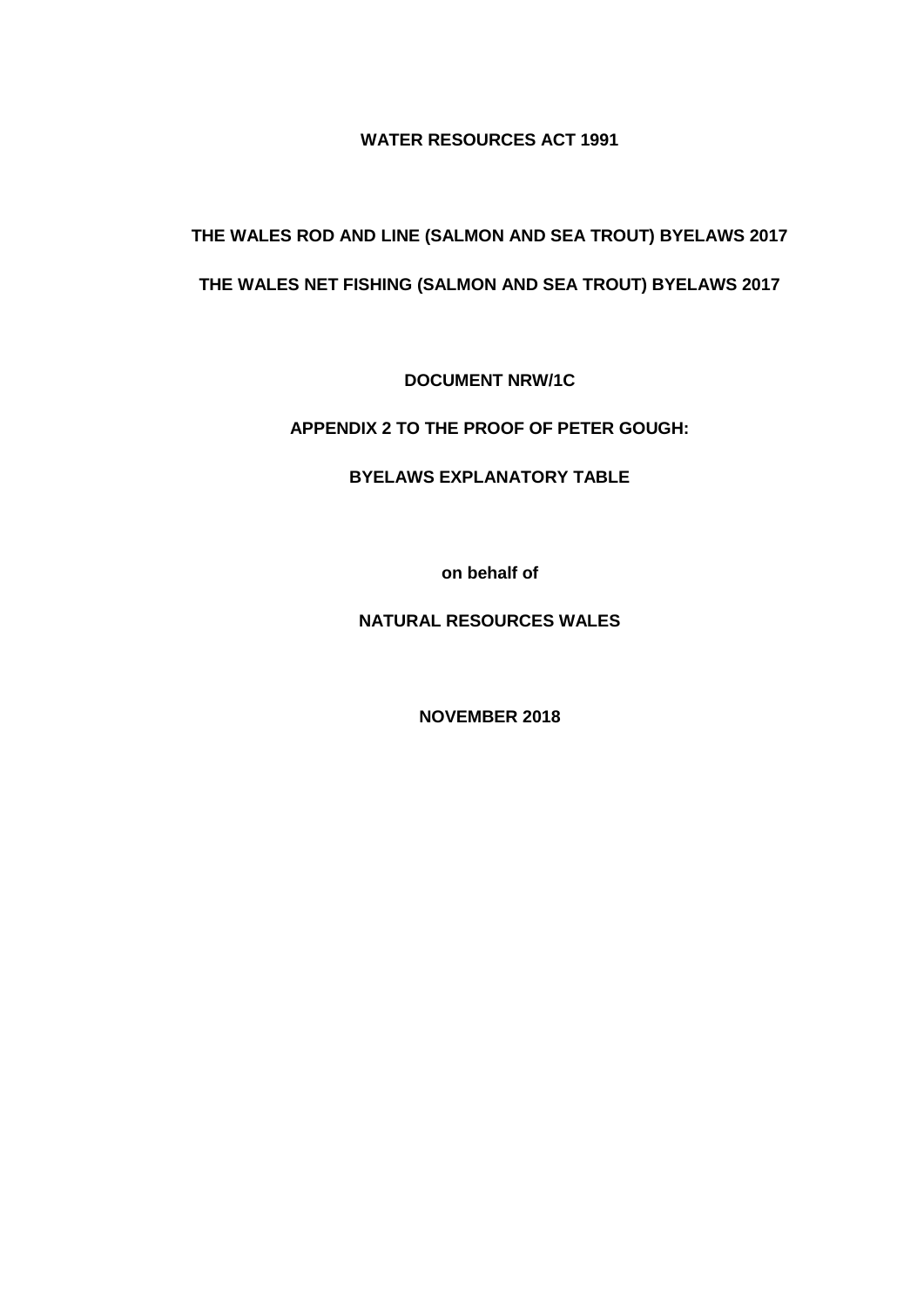**WATER RESOURCES ACT 1991**

**THE WALES ROD AND LINE (SALMON AND SEA TROUT) BYELAWS 2017**

**THE WALES NET FISHING (SALMON AND SEA TROUT) BYELAWS 2017**

**DOCUMENT NRW/1C**

**APPENDIX 2 TO THE PROOF OF PETER GOUGH:**

**BYELAWS EXPLANATORY TABLE**

**on behalf of**

**NATURAL RESOURCES WALES**

**NOVEMBER 2018**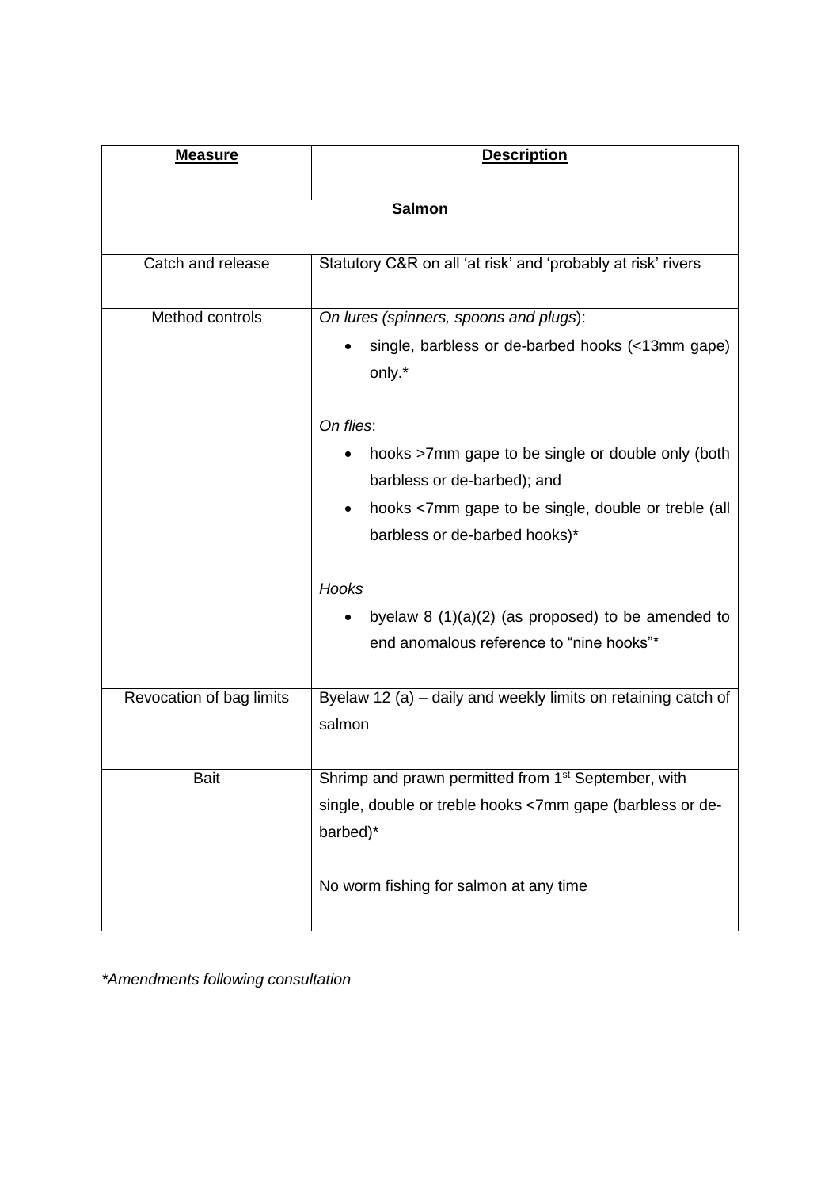| **Measure** | **Description** |
| --- | --- |
| **Salmon** | |
| Catch and release | Statutory C&R on all 'at risk' and 'probably at risk' rivers |
| Method controls | *On lures (spinners, spoons and plugs)*:<br>• single, barbless or de-barbed hooks (<13mm gape) only.*<br><br>*On flies*:<br>• hooks >7mm gape to be single or double only (both barbless or de-barbed); and<br>• hooks <7mm gape to be single, double or treble (all barbless or de-barbed hooks)*<br><br>*Hooks*<br>• byelaw 8 (1)(a)(2) (as proposed) to be amended to end anomalous reference to "nine hooks"* |
| Revocation of bag limits | Byelaw 12 (a) – daily and weekly limits on retaining catch of salmon |
| Bait | Shrimp and prawn permitted from 1st September, with single, double or treble hooks <7mm gape (barbless or de-barbed)*<br><br>No worm fishing for salmon at any time |

*\*Amendments following consultation*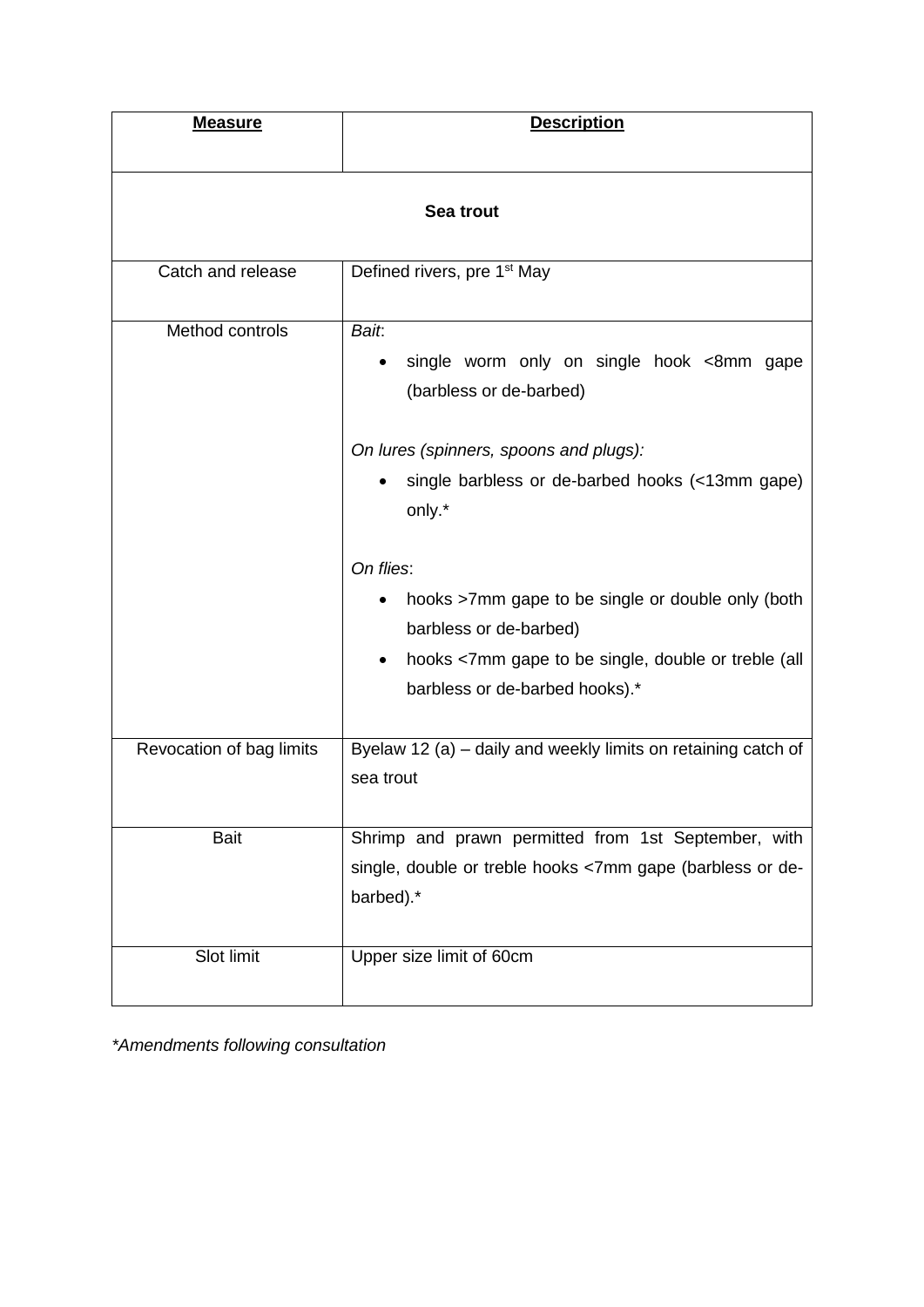| Measure | Description |
|---|---|
| **Sea trout** | |
| Catch and release | Defined rivers, pre 1st May |
| Method controls | *Bait*: <br>• single worm only on single hook <8mm gape (barbless or de-barbed) <br><br>*On lures (spinners, spoons and plugs):* <br>• single barbless or de-barbed hooks (<13mm gape) only.* <br><br>*On flies*: <br>• hooks >7mm gape to be single or double only (both barbless or de-barbed) <br>• hooks <7mm gape to be single, double or treble (all barbless or de-barbed hooks).* |
| Revocation of bag limits | Byelaw 12 (a) – daily and weekly limits on retaining catch of sea trout |
| Bait | Shrimp and prawn permitted from 1st September, with single, double or treble hooks <7mm gape (barbless or de-barbed).* |
| Slot limit | Upper size limit of 60cm |

*\*Amendments following consultation*